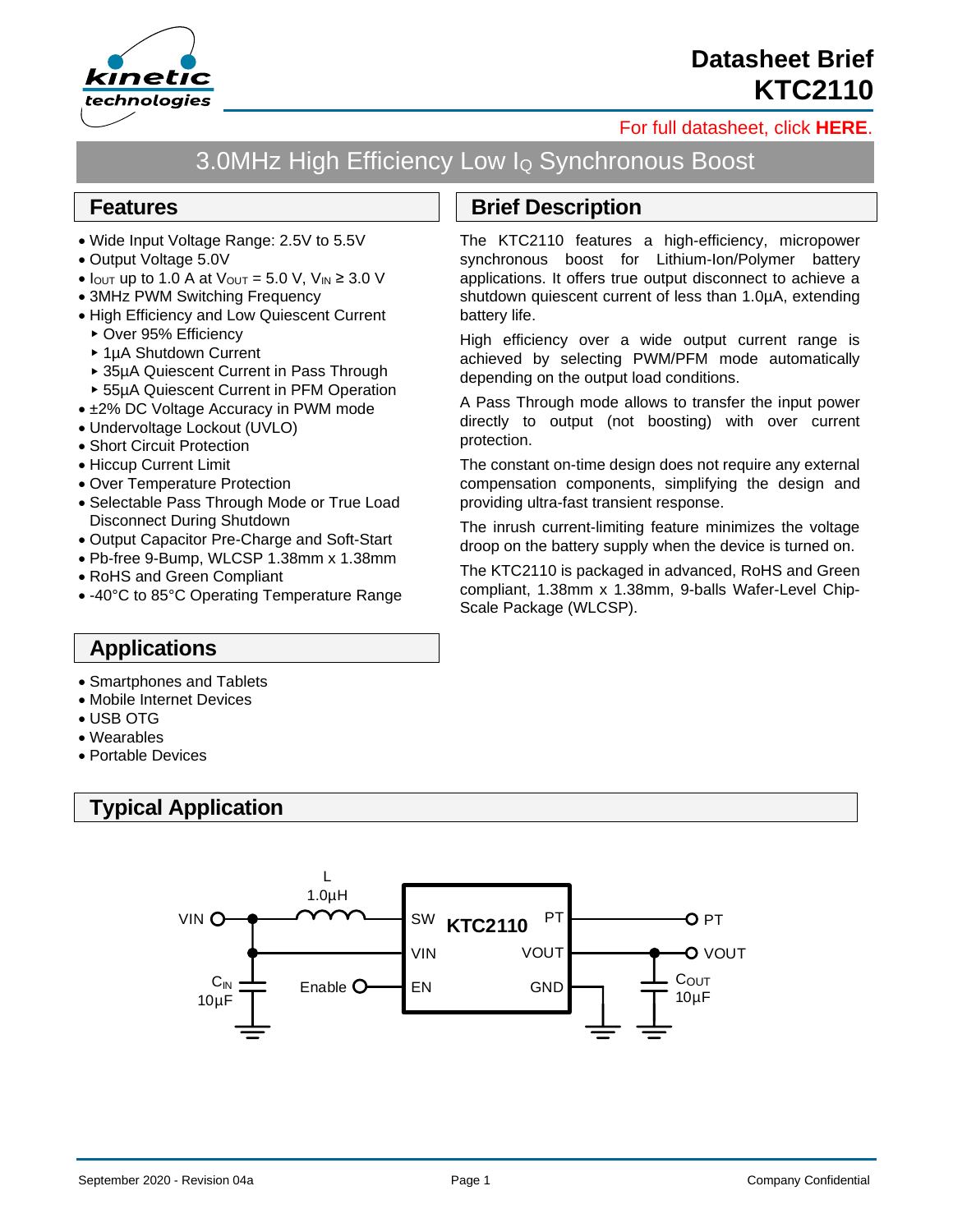# Datasheet Brief KTC2110

For full datasheet, click **HERE**.

## 3.0MHz High Efficiency Low $I_Q$ Synchronous Boost

## Features

- Wide Input Voltage Range: 2.5V to 5.5V
- Output Voltage 5.0V
- $I_{OUT}$ up to 1.0 A at $V_{OUT}$ = 5.0 V, $V_{IN} \geq$ 3.0 V
- 3MHz PWM Switching Frequency
- High Efficiency and Low Quiescent Current
  - Over 95% Efficiency
  - 1µA Shutdown Current
  - 35µA Quiescent Current in Pass Through
  - 55µA Quiescent Current in PFM Operation
- ±2% DC Voltage Accuracy in PWM mode
- Undervoltage Lockout (UVLO)
- Short Circuit Protection
- Hiccup Current Limit
- Over Temperature Protection
- Selectable Pass Through Mode or True Load Disconnect During Shutdown
- Output Capacitor Pre-Charge and Soft-Start
- Pb-free 9-Bump, WLCSP 1.38mm x 1.38mm
- RoHS and Green Compliant
- -40°C to 85°C Operating Temperature Range

## Brief Description

The KTC2110 features a high-efficiency, micropower synchronous boost for Lithium-Ion/Polymer battery applications. It offers true output disconnect to achieve a shutdown quiescent current of less than 1.0µA, extending battery life.

High efficiency over a wide output current range is achieved by selecting PWM/PFM mode automatically depending on the output load conditions.

A Pass Through mode allows to transfer the input power directly to output (not boosting) with over current protection.

The constant on-time design does not require any external compensation components, simplifying the design and providing ultra-fast transient response.

The inrush current-limiting feature minimizes the voltage droop on the battery supply when the device is turned on.

The KTC2110 is packaged in advanced, RoHS and Green compliant, 1.38mm x 1.38mm, 9-balls Wafer-Level Chip-Scale Package (WLCSP).

## Applications

- Smartphones and Tablets
- Mobile Internet Devices
- USB OTG
- Wearables
- Portable Devices

## Typical Application

L 1.0µH; VIN; $C_{IN}$ 10µF; Enable; SW; VIN; EN; KTC2110; PT; VOUT; GND; PT; VOUT; $C_{OUT}$ 10µF

September 2020 - Revision 04a — Company Confidential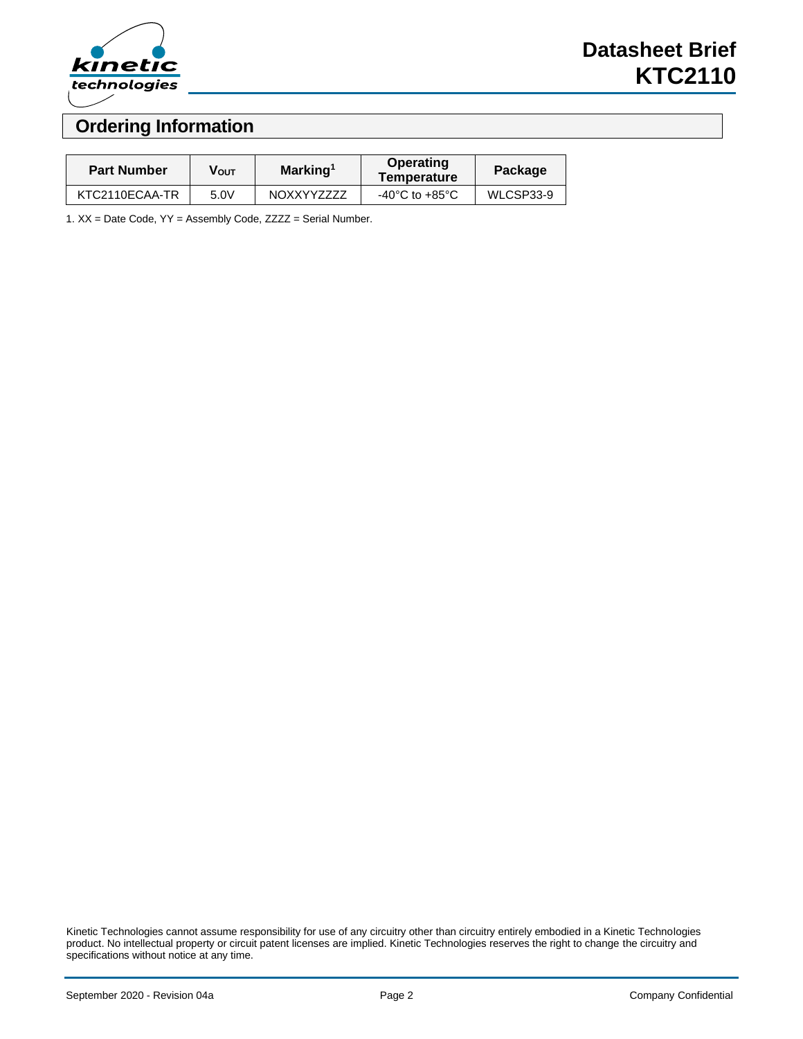## Ordering Information

| Part Number | $V_{OUT}$ | Marking[1] | Operating Temperature | Package |
|---|---|---|---|---|
| KTC2110ECAA-TR | 5.0V | NOXXYYZZZZ | -40°C to +85°C | WLCSP33-9 |

1. XX = Date Code, YY = Assembly Code, ZZZZ = Serial Number.

Kinetic Technologies cannot assume responsibility for use of any circuitry other than circuitry entirely embodied in a Kinetic Technologies product. No intellectual property or circuit patent licenses are implied. Kinetic Technologies reserves the right to change the circuitry and specifications without notice at any time.